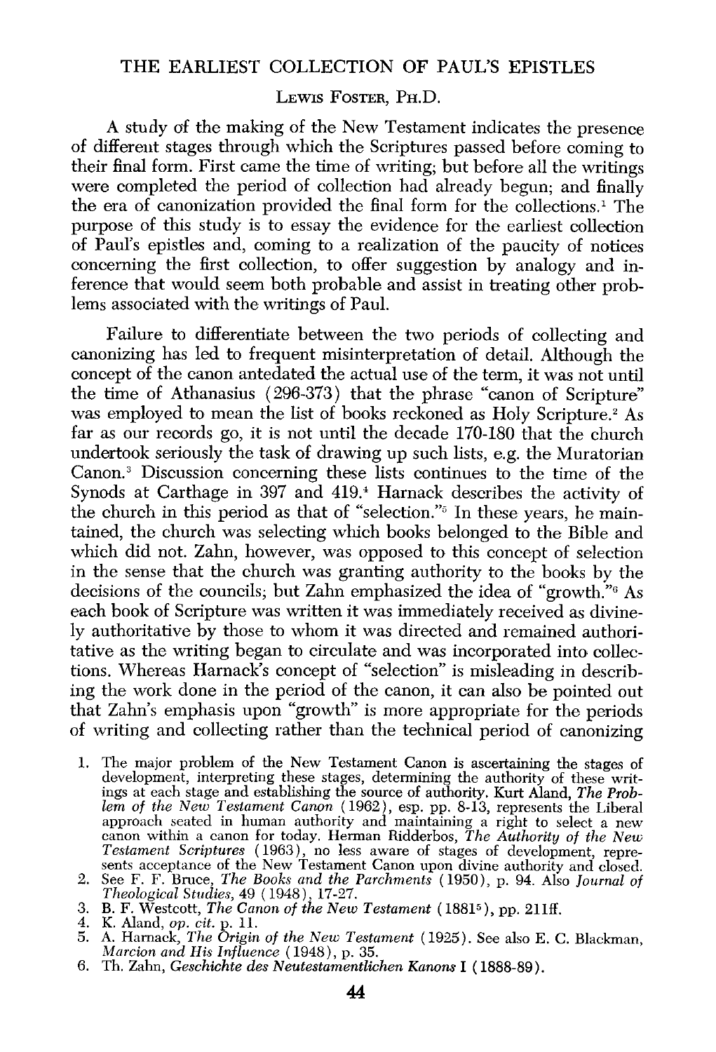# THE EARLIEST COLLECTION OF PAUL'S EPISTLES

LEWIS FOSTER, PH.D.

A study of the making of the New Testament indicates the presence of different stages through which the Scriptures passed before coming to their final form. First came the time of writing; but before all the writings were completed the period of collection had already begun; and finally the era of canonization provided the final form for the collections.[1] The purpose of this study is to essay the evidence for the earliest collection of Paul's epistles and, coming to a realization of the paucity of notices concerning the first collection, to offer suggestion by analogy and inference that would seem both probable and assist in treating other problems associated with the writings of Paul.

Failure to differentiate between the two periods of collecting and canonizing has led to frequent misinterpretation of detail. Although the concept of the canon antedated the actual use of the term, it was not until the time of Athanasius (296-373) that the phrase "canon of Scripture" was employed to mean the list of books reckoned as Holy Scripture.[2] As far as our records go, it is not until the decade 170-180 that the church undertook seriously the task of drawing up such lists, e.g. the Muratorian Canon.[3] Discussion concerning these lists continues to the time of the Synods at Carthage in 397 and 419.[4] Harnack describes the activity of the church in this period as that of "selection."[5] In these years, he maintained, the church was selecting which books belonged to the Bible and which did not. Zahn, however, was opposed to this concept of selection in the sense that the church was granting authority to the books by the decisions of the councils; but Zahn emphasized the idea of "growth."[6] As each book of Scripture was written it was immediately received as divinely authoritative by those to whom it was directed and remained authoritative as the writing began to circulate and was incorporated into collections. Whereas Harnack's concept of "selection" is misleading in describing the work done in the period of the canon, it can also be pointed out that Zahn's emphasis upon "growth" is more appropriate for the periods of writing and collecting rather than the technical period of canonizing

1. The major problem of the New Testament Canon is ascertaining the stages of development, interpreting these stages, determining the authority of these writings at each stage and establishing the source of authority. Kurt Aland, *The Problem of the New Testament Canon* (1962), esp. pp. 8-13, represents the Liberal approach seated in human authority and maintaining a right to select a new canon within a canon for today. Herman Ridderbos, *The Authority of the New Testament Scriptures* (1963), no less aware of stages of development, represents acceptance of the New Testament Canon upon divine authority and closed.
2. See F. F. Bruce, *The Books and the Parchments* (1950), p. 94. Also *Journal of Theological Studies*, 49 (1948), 17-27.
3. B. F. Westcott, *The Canon of the New Testament* (1881[5]), pp. 211ff.
4. K. Aland, *op. cit.* p. 11.
5. A. Harnack, *The Origin of the New Testament* (1925). See also E. C. Blackman, *Marcion and His Influence* (1948), p. 35.
6. Th. Zahn, *Geschichte des Neutestamentlichen Kanons* I (1888-89).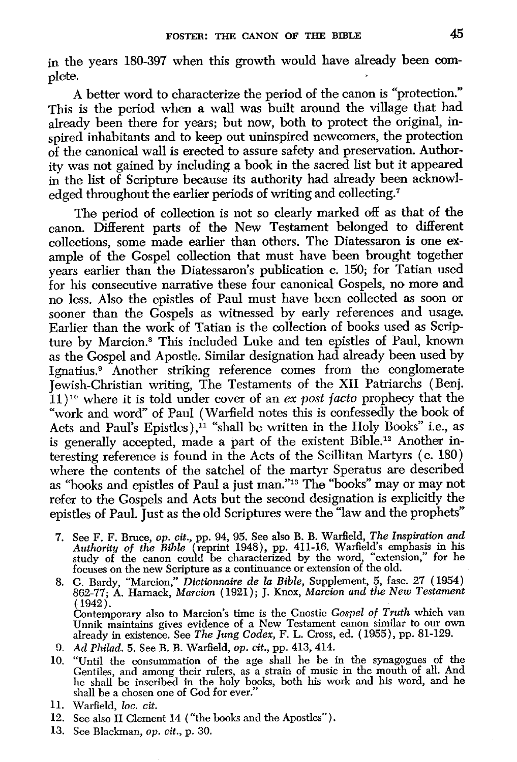in the years 180-397 when this growth would have already been complete.

A better word to characterize the period of the canon is "protection." This is the period when a wall was built around the village that had already been there for years; but now, both to protect the original, inspired inhabitants and to keep out uninspired newcomers, the protection of the canonical wall is erected to assure safety and preservation. Authority was not gained by including a book in the sacred list but it appeared in the list of Scripture because its authority had already been acknowledged throughout the earlier periods of writing and collecting.[7]

The period of collection is not so clearly marked off as that of the canon. Different parts of the New Testament belonged to different collections, some made earlier than others. The Diatessaron is one example of the Gospel collection that must have been brought together years earlier than the Diatessaron's publication c. 150; for Tatian used for his consecutive narrative these four canonical Gospels, no more and no less. Also the epistles of Paul must have been collected as soon or sooner than the Gospels as witnessed by early references and usage. Earlier than the work of Tatian is the collection of books used as Scripture by Marcion.[8] This included Luke and ten epistles of Paul, known as the Gospel and Apostle. Similar designation had already been used by Ignatius.[9] Another striking reference comes from the conglomerate Jewish-Christian writing, The Testaments of the XII Patriarchs (Benj. 11)[10] where it is told under cover of an *ex post facto* prophecy that the "work and word" of Paul (Warfield notes this is confessedly the book of Acts and Paul's Epistles),[11] "shall be written in the Holy Books" i.e., as is generally accepted, made a part of the existent Bible.[12] Another interesting reference is found in the Acts of the Scillitan Martyrs (c. 180) where the contents of the satchel of the martyr Speratus are described as "books and epistles of Paul a just man."[13] The "books" may or may not refer to the Gospels and Acts but the second designation is explicitly the epistles of Paul. Just as the old Scriptures were the "law and the prophets"

7. See F. F. Bruce, *op. cit.*, pp. 94, 95. See also B. B. Warfield, *The Inspiration and Authority of the Bible* (reprint 1948), pp. 411-16. Warfield's emphasis in his study of the canon could be characterized by the word, "extension," for he focuses on the new Scripture as a continuance or extension of the old.
8. G. Bardy, "Marcion," *Dictionnaire de la Bible*, Supplement, 5, fasc. 27 (1954) 862-77; A. Harnack, *Marcion* (1921); J. Knox, *Marcion and the New Testament* (1942).
   Contemporary also to Marcion's time is the Gnostic *Gospel of Truth* which van Unnik maintains gives evidence of a New Testament canon similar to our own already in existence. See *The Jung Codex*, F. L. Cross, ed. (1955), pp. 81-129.
9. *Ad Philad.* 5. See B. B. Warfield, *op. cit.*, pp. 413, 414.
10. "Until the consummation of the age shall he be in the synagogues of the Gentiles, and among their rulers, as a strain of music in the mouth of all. And he shall be inscribed in the holy books, both his work and his word, and he shall be a chosen one of God for ever."
11. Warfield, *loc. cit.*
12. See also II Clement 14 ("the books and the Apostles").
13. See Blackman, *op. cit.*, p. 30.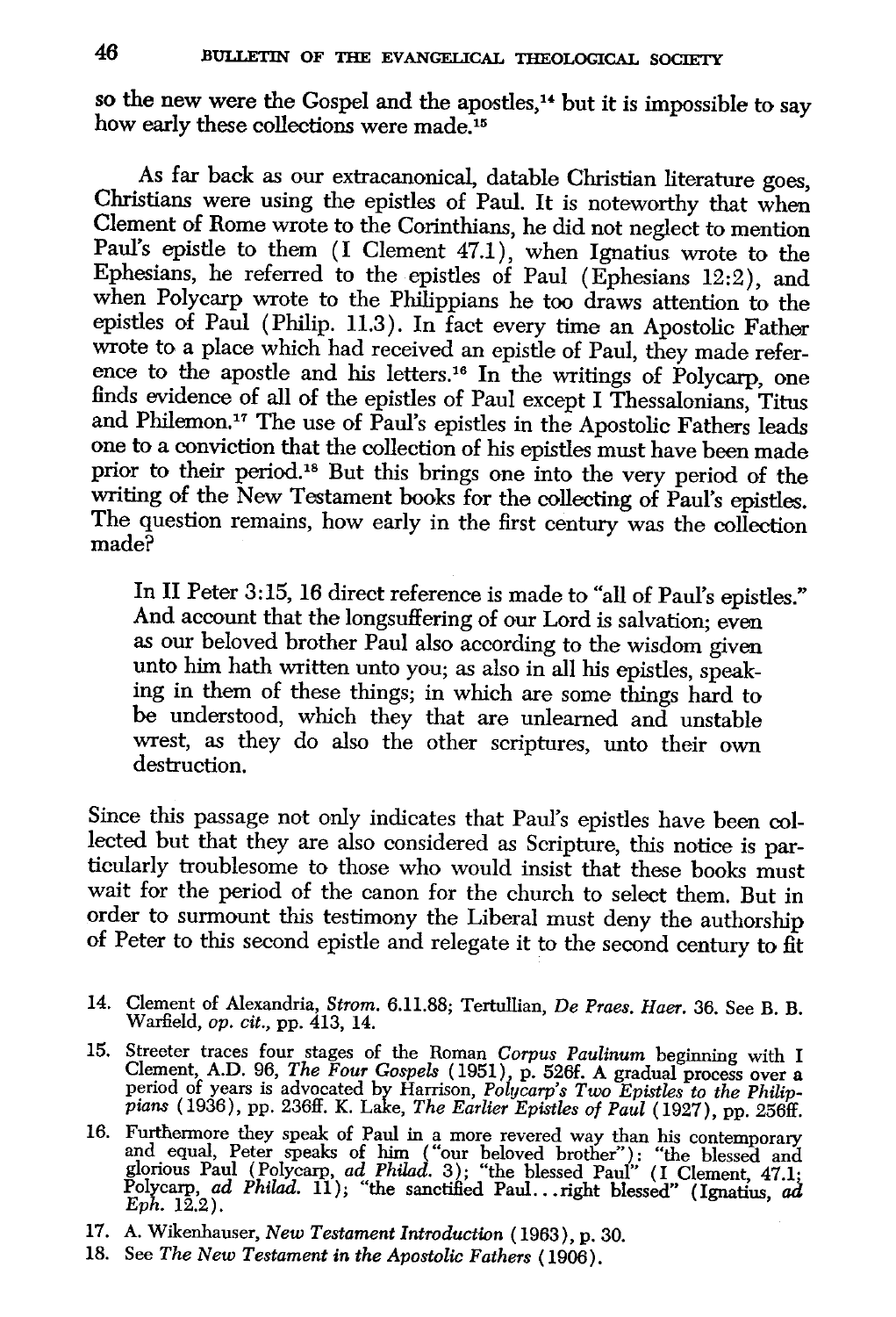so the new were the Gospel and the apostles,[14] but it is impossible to say how early these collections were made.[15]

As far back as our extracanonical, datable Christian literature goes, Christians were using the epistles of Paul. It is noteworthy that when Clement of Rome wrote to the Corinthians, he did not neglect to mention Paul's epistle to them (I Clement 47.1), when Ignatius wrote to the Ephesians, he referred to the epistles of Paul (Ephesians 12:2), and when Polycarp wrote to the Philippians he too draws attention to the epistles of Paul (Philip. 11.3). In fact every time an Apostolic Father wrote to a place which had received an epistle of Paul, they made reference to the apostle and his letters.[16] In the writings of Polycarp, one finds evidence of all of the epistles of Paul except I Thessalonians, Titus and Philemon.[17] The use of Paul's epistles in the Apostolic Fathers leads one to a conviction that the collection of his epistles must have been made prior to their period.[18] But this brings one into the very period of the writing of the New Testament books for the collecting of Paul's epistles. The question remains, how early in the first century was the collection made?

> In II Peter 3:15, 16 direct reference is made to "all of Paul's epistles." And account that the longsuffering of our Lord is salvation; even as our beloved brother Paul also according to the wisdom given unto him hath written unto you; as also in all his epistles, speaking in them of these things; in which are some things hard to be understood, which they that are unlearned and unstable wrest, as they do also the other scriptures, unto their own destruction.

Since this passage not only indicates that Paul's epistles have been collected but that they are also considered as Scripture, this notice is particularly troublesome to those who would insist that these books must wait for the period of the canon for the church to select them. But in order to surmount this testimony the Liberal must deny the authorship of Peter to this second epistle and relegate it to the second century to fit

14. Clement of Alexandria, *Strom.* 6.11.88; Tertullian, *De Praes. Haer.* 36. See B. B. Warfield, *op. cit.*, pp. 413, 14.

15. Streeter traces four stages of the Roman *Corpus Paulinum* beginning with I Clement, A.D. 96, *The Four Gospels* (1951), p. 526f. A gradual process over a period of years is advocated by Harrison, *Polycarp's Two Epistles to the Philippians* (1936), pp. 236ff. K. Lake, *The Earlier Epistles of Paul* (1927), pp. 256ff.

16. Furthermore they speak of Paul in a more revered way than his contemporary and equal, Peter speaks of him ("our beloved brother"): "the blessed and glorious Paul (Polycarp, *ad Philad.* 3); "the blessed Paul" (I Clement, 47.1; Polycarp, *ad Philad.* 11); "the sanctified Paul...right blessed" (Ignatius, *ad Eph.* 12.2).

17. A. Wikenhauser, *New Testament Introduction* (1963), p. 30.

18. See *The New Testament in the Apostolic Fathers* (1906).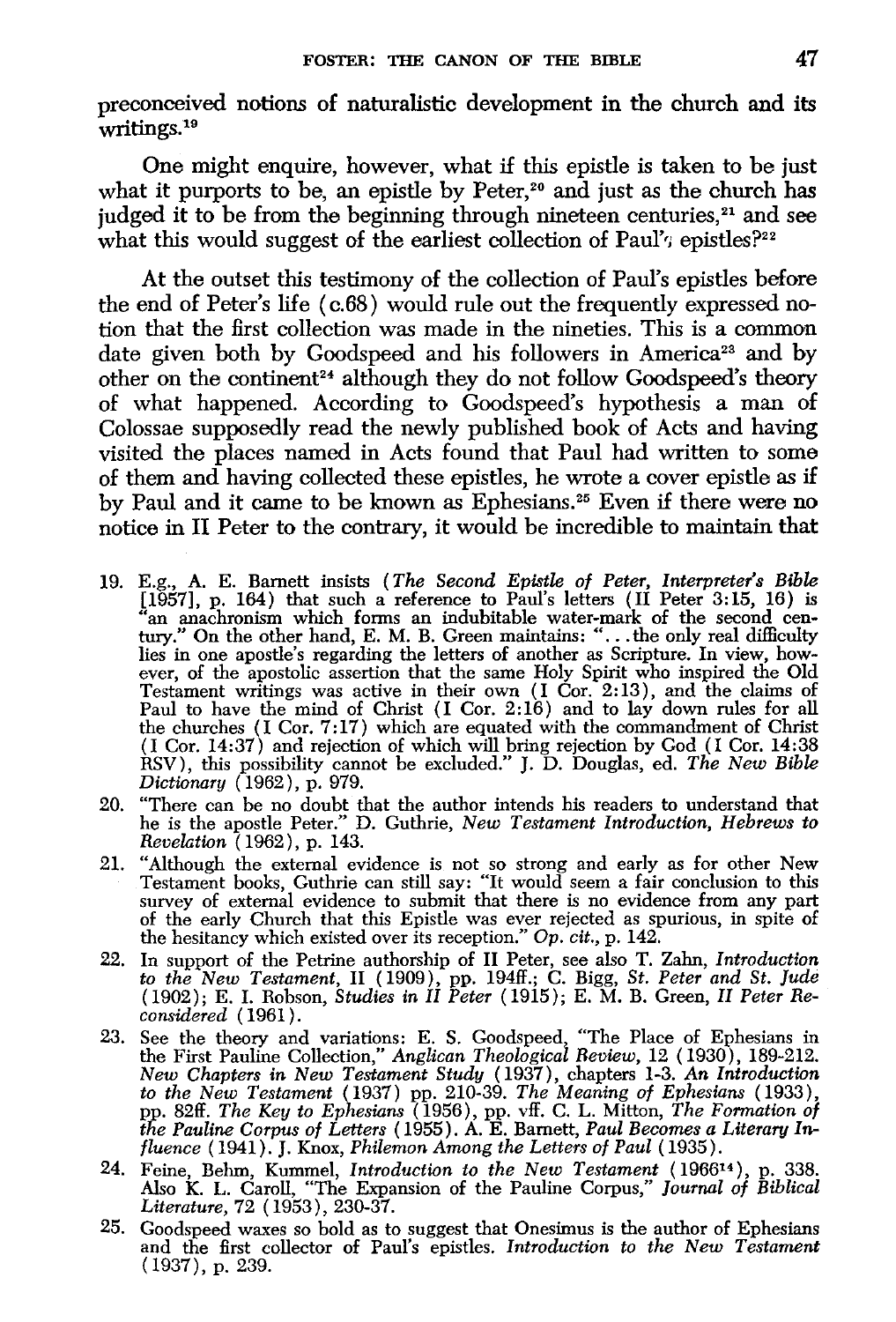preconceived notions of naturalistic development in the church and its writings.[19]

One might enquire, however, what if this epistle is taken to be just what it purports to be, an epistle by Peter,[20] and just as the church has judged it to be from the beginning through nineteen centuries,[21] and see what this would suggest of the earliest collection of Paul's epistles?[22]

At the outset this testimony of the collection of Paul's epistles before the end of Peter's life (c.68) would rule out the frequently expressed notion that the first collection was made in the nineties. This is a common date given both by Goodspeed and his followers in America[23] and by other on the continent[24] although they do not follow Goodspeed's theory of what happened. According to Goodspeed's hypothesis a man of Colossae supposedly read the newly published book of Acts and having visited the places named in Acts found that Paul had written to some of them and having collected these epistles, he wrote a cover epistle as if by Paul and it came to be known as Ephesians.[25] Even if there were no notice in II Peter to the contrary, it would be incredible to maintain that

19. E.g., A. E. Barnett insists (*The Second Epistle of Peter, Interpreter's Bible* [1957], p. 164) that such a reference to Paul's letters (II Peter 3:15, 16) is "an anachronism which forms an indubitable water-mark of the second century." On the other hand, E. M. B. Green maintains: "...the only real difficulty lies in one apostle's regarding the letters of another as Scripture. In view, however, of the apostolic assertion that the same Holy Spirit who inspired the Old Testament writings was active in their own (I Cor. 2:13), and the claims of Paul to have the mind of Christ (I Cor. 2:16) and to lay down rules for all the churches (I Cor. 7:17) which are equated with the commandment of Christ (I Cor. 14:37) and rejection of which will bring rejection by God (I Cor. 14:38 RSV), this possibility cannot be excluded." J. D. Douglas, ed. *The New Bible Dictionary* (1962), p. 979.
20. "There can be no doubt that the author intends his readers to understand that he is the apostle Peter." D. Guthrie, *New Testament Introduction, Hebrews to Revelation* (1962), p. 143.
21. "Although the external evidence is not so strong and early as for other New Testament books, Guthrie can still say: "It would seem a fair conclusion to this survey of external evidence to submit that there is no evidence from any part of the early Church that this Epistle was ever rejected as spurious, in spite of the hesitancy which existed over its reception." *Op. cit.*, p. 142.
22. In support of the Petrine authorship of II Peter, see also T. Zahn, *Introduction to the New Testament*, II (1909), pp. 194ff.; C. Bigg, *St. Peter and St. Jude* (1902); E. I. Robson, *Studies in II Peter* (1915); E. M. B. Green, *II Peter Reconsidered* (1961).
23. See the theory and variations: E. S. Goodspeed, "The Place of Ephesians in the First Pauline Collection," *Anglican Theological Review*, 12 (1930), 189-212. *New Chapters in New Testament Study* (1937), chapters 1-3. *An Introduction to the New Testament* (1937) pp. 210-39. *The Meaning of Ephesians* (1933), pp. 82ff. *The Key to Ephesians* (1956), pp. vff. C. L. Mitton, *The Formation of the Pauline Corpus of Letters* (1955). A. E. Barnett, *Paul Becomes a Literary Influence* (1941). J. Knox, *Philemon Among the Letters of Paul* (1935).
24. Feine, Behm, Kummel, *Introduction to the New Testament* (1966[14]), p. 338. Also K. L. Caroll, "The Expansion of the Pauline Corpus," *Journal of Biblical Literature*, 72 (1953), 230-37.
25. Goodspeed waxes so bold as to suggest that Onesimus is the author of Ephesians and the first collector of Paul's epistles. *Introduction to the New Testament* (1937), p. 239.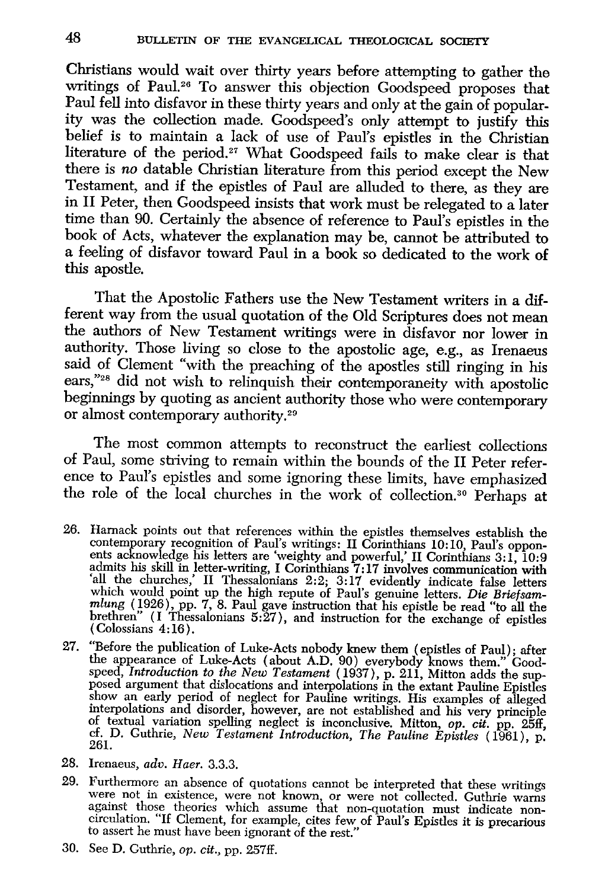Christians would wait over thirty years before attempting to gather the writings of Paul.[26] To answer this objection Goodspeed proposes that Paul fell into disfavor in these thirty years and only at the gain of popularity was the collection made. Goodspeed's only attempt to justify this belief is to maintain a lack of use of Paul's epistles in the Christian literature of the period.[27] What Goodspeed fails to make clear is that there is *no* datable Christian literature from this period except the New Testament, and if the epistles of Paul are alluded to there, as they are in II Peter, then Goodspeed insists that work must be relegated to a later time than 90. Certainly the absence of reference to Paul's epistles in the book of Acts, whatever the explanation may be, cannot be attributed to a feeling of disfavor toward Paul in a book so dedicated to the work of this apostle.

That the Apostolic Fathers use the New Testament writers in a different way from the usual quotation of the Old Scriptures does not mean the authors of New Testament writings were in disfavor nor lower in authority. Those living so close to the apostolic age, e.g., as Irenaeus said of Clement "with the preaching of the apostles still ringing in his ears,"[28] did not wish to relinquish their contemporaneity with apostolic beginnings by quoting as ancient authority those who were contemporary or almost contemporary authority.[29]

The most common attempts to reconstruct the earliest collections of Paul, some striving to remain within the bounds of the II Peter reference to Paul's epistles and some ignoring these limits, have emphasized the role of the local churches in the work of collection.[30] Perhaps at

26. Harnack points out that references within the epistles themselves establish the contemporary recognition of Paul's writings: II Corinthians 10:10, Paul's opponents acknowledge his letters are 'weighty and powerful,' II Corinthians 3:1, 10:9 admits his skill in letter-writing, I Corinthians 7:17 involves communication with 'all the churches,' II Thessalonians 2:2; 3:17 evidently indicate false letters which would point up the high repute of Paul's genuine letters. *Die Briefsammlung* (1926), pp. 7, 8. Paul gave instruction that his epistle be read "to all the brethren" (I Thessalonians 5:27), and instruction for the exchange of epistles (Colossians 4:16).

27. "Before the publication of Luke-Acts nobody knew them (epistles of Paul); after the appearance of Luke-Acts (about A.D. 90) everybody knows them." Goodspeed, *Introduction to the New Testament* (1937), p. 211, Mitton adds the supposed argument that dislocations and interpolations in the extant Pauline Epistles show an early period of neglect for Pauline writings. His examples of alleged interpolations and disorder, however, are not established and his very principle of textual variation spelling neglect is inconclusive. Mitton, *op. cit.* pp. 25ff, cf. D. Guthrie, *New Testament Introduction, The Pauline Epistles* (1961), p. 261.

28. Irenaeus, *adv. Haer.* 3.3.3.

29. Furthermore an absence of quotations cannot be interpreted that these writings were not in existence, were not known, or were not collected. Guthrie warns against those theories which assume that non-quotation must indicate non-circulation. "If Clement, for example, cites few of Paul's Epistles it is precarious to assert he must have been ignorant of the rest."

30. See D. Guthrie, *op. cit.*, pp. 257ff.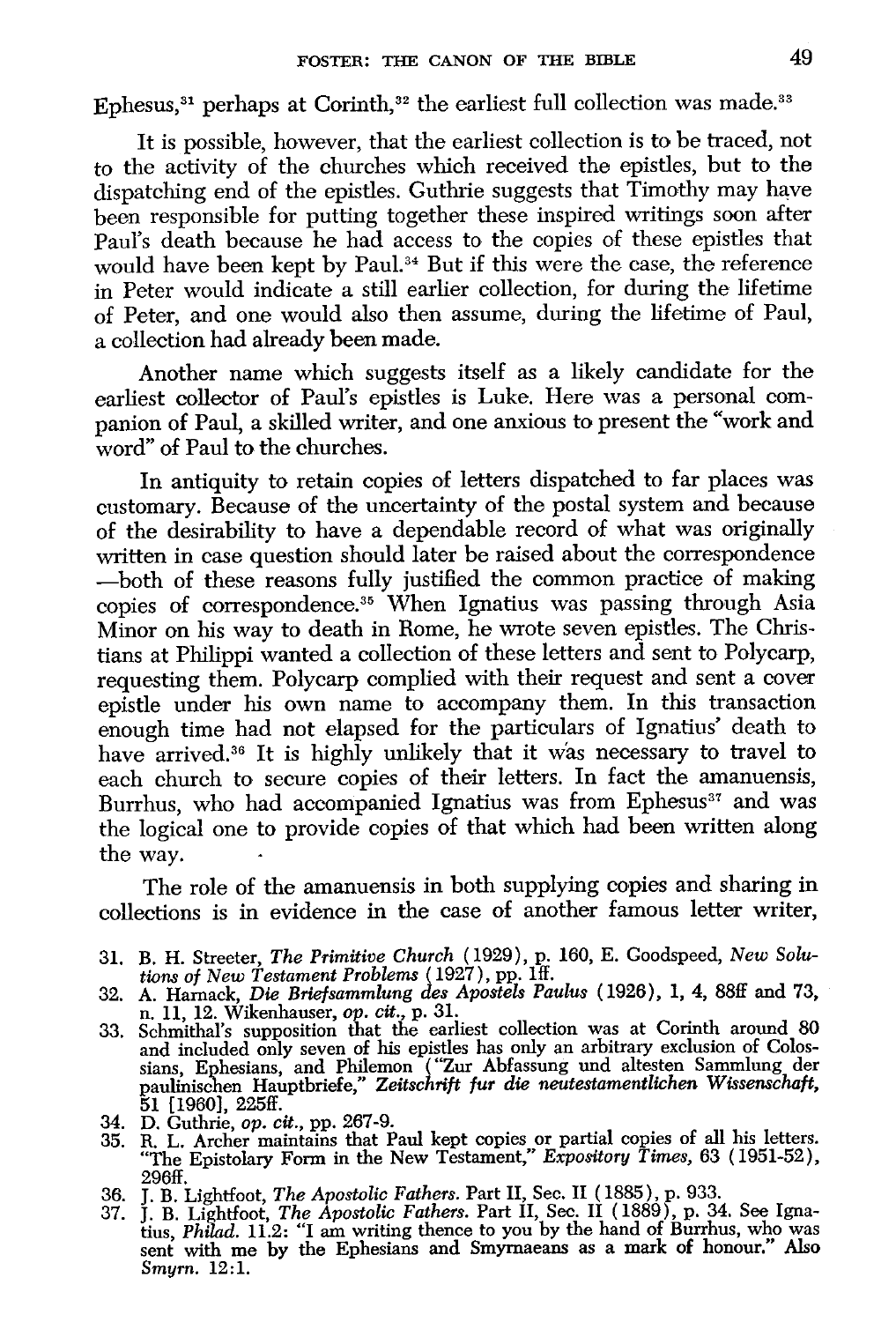Ephesus,[31] perhaps at Corinth,[32] the earliest full collection was made.[33]

It is possible, however, that the earliest collection is to be traced, not to the activity of the churches which received the epistles, but to the dispatching end of the epistles. Guthrie suggests that Timothy may have been responsible for putting together these inspired writings soon after Paul's death because he had access to the copies of these epistles that would have been kept by Paul.[34] But if this were the case, the reference in Peter would indicate a still earlier collection, for during the lifetime of Peter, and one would also then assume, during the lifetime of Paul, a collection had already been made.

Another name which suggests itself as a likely candidate for the earliest collector of Paul's epistles is Luke. Here was a personal companion of Paul, a skilled writer, and one anxious to present the "work and word" of Paul to the churches.

In antiquity to retain copies of letters dispatched to far places was customary. Because of the uncertainty of the postal system and because of the desirability to have a dependable record of what was originally written in case question should later be raised about the correspondence —both of these reasons fully justified the common practice of making copies of correspondence.[35] When Ignatius was passing through Asia Minor on his way to death in Rome, he wrote seven epistles. The Christians at Philippi wanted a collection of these letters and sent to Polycarp, requesting them. Polycarp complied with their request and sent a cover epistle under his own name to accompany them. In this transaction enough time had not elapsed for the particulars of Ignatius' death to have arrived.[36] It is highly unlikely that it was necessary to travel to each church to secure copies of their letters. In fact the amanuensis, Burrhus, who had accompanied Ignatius was from Ephesus[37] and was the logical one to provide copies of that which had been written along the way.

The role of the amanuensis in both supplying copies and sharing in collections is in evidence in the case of another famous letter writer,

31. B. H. Streeter, *The Primitive Church* (1929), p. 160, E. Goodspeed, *New Solutions of New Testament Problems* (1927), pp. 1ff.
32. A. Harnack, *Die Briefsammlung des Apostels Paulus* (1926), 1, 4, 88ff and 73, n. 11, 12. Wikenhauser, *op. cit.*, p. 31.
33. Schmithal's supposition that the earliest collection was at Corinth around 80 and included only seven of his epistles has only an arbitrary exclusion of Colossians, Ephesians, and Philemon ("Zur Abfassung und altesten Sammlung der paulinischen Hauptbriefe," *Zeitschrift fur die neutestamentlichen Wissenschaft*, 51 [1960], 225ff.
34. D. Guthrie, *op. cit.*, pp. 267-9.
35. R. L. Archer maintains that Paul kept copies or partial copies of all his letters. "The Epistolary Form in the New Testament," *Expository Times*, 63 (1951-52), 296ff.
36. J. B. Lightfoot, *The Apostolic Fathers*. Part II, Sec. II (1885), p. 933.
37. J. B. Lightfoot, *The Apostolic Fathers*. Part II, Sec. II (1889), p. 34. See Ignatius, *Philad.* 11.2: "I am writing thence to you by the hand of Burrhus, who was sent with me by the Ephesians and Smyrnaeans as a mark of honour." Also *Smyrn.* 12:1.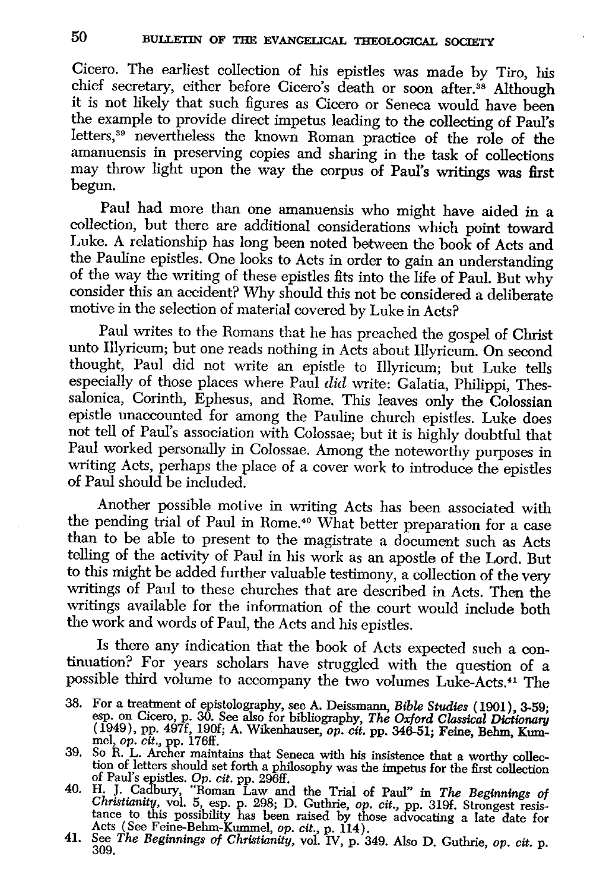Cicero. The earliest collection of his epistles was made by Tiro, his chief secretary, either before Cicero's death or soon after.[38] Although it is not likely that such figures as Cicero or Seneca would have been the example to provide direct impetus leading to the collecting of Paul's letters,[39] nevertheless the known Roman practice of the role of the amanuensis in preserving copies and sharing in the task of collections may throw light upon the way the corpus of Paul's writings was first begun.

Paul had more than one amanuensis who might have aided in a collection, but there are additional considerations which point toward Luke. A relationship has long been noted between the book of Acts and the Pauline epistles. One looks to Acts in order to gain an understanding of the way the writing of these epistles fits into the life of Paul. But why consider this an accident? Why should this not be considered a deliberate motive in the selection of material covered by Luke in Acts?

Paul writes to the Romans that he has preached the gospel of Christ unto Illyricum; but one reads nothing in Acts about Illyricum. On second thought, Paul did not write an epistle to Illyricum; but Luke tells especially of those places where Paul *did* write: Galatia, Philippi, Thessalonica, Corinth, Ephesus, and Rome. This leaves only the Colossian epistle unaccounted for among the Pauline church epistles. Luke does not tell of Paul's association with Colossae; but it is highly doubtful that Paul worked personally in Colossae. Among the noteworthy purposes in writing Acts, perhaps the place of a cover work to introduce the epistles of Paul should be included.

Another possible motive in writing Acts has been associated with the pending trial of Paul in Rome.[40] What better preparation for a case than to be able to present to the magistrate a document such as Acts telling of the activity of Paul in his work as an apostle of the Lord. But to this might be added further valuable testimony, a collection of the very writings of Paul to these churches that are described in Acts. Then the writings available for the information of the court would include both the work and words of Paul, the Acts and his epistles.

Is there any indication that the book of Acts expected such a continuation? For years scholars have struggled with the question of a possible third volume to accompany the two volumes Luke-Acts.[41] The

38. For a treatment of epistolography, see A. Deissmann, *Bible Studies* (1901), 3-59; esp. on Cicero, p. 30. See also for bibliography, *The Oxford Classical Dictionary* (1949), pp. 497f, 190f; A. Wikenhauser, *op. cit.* pp. 346-51; Feine, Behm, Kummel, *op. cit.*, pp. 176ff.
39. So R. L. Archer maintains that Seneca with his insistence that a worthy collection of letters should set forth a philosophy was the impetus for the first collection of Paul's epistles. *Op. cit.* pp. 296ff.
40. H. J. Cadbury, "Roman Law and the Trial of Paul" in *The Beginnings of Christianity*, vol. 5, esp. p. 298; D. Guthrie, *op. cit.*, pp. 319f. Strongest resistance to this possibility has been raised by those advocating a late date for Acts (See Feine-Behm-Kummel, *op. cit.*, p. 114).
41. See *The Beginnings of Christianity*, vol. IV, p. 349. Also D. Guthrie, *op. cit.* p. 309.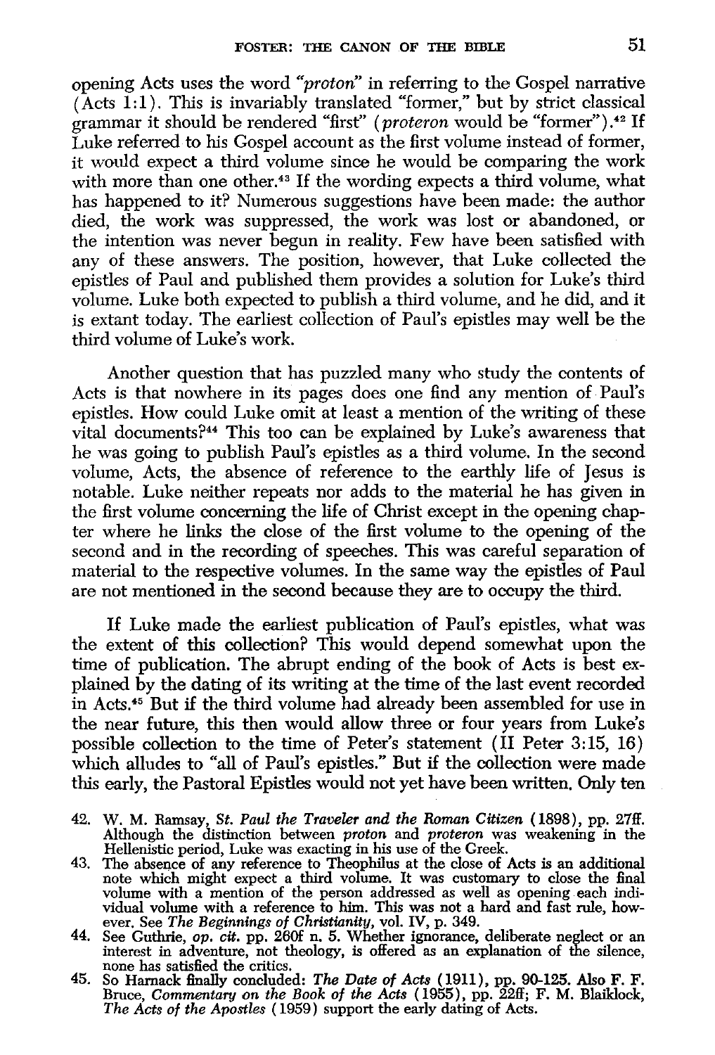opening Acts uses the word *"proton"* in referring to the Gospel narrative (Acts 1:1). This is invariably translated "former," but by strict classical grammar it should be rendered "first" (*proteron* would be "former").[42] If Luke referred to his Gospel account as the first volume instead of former, it would expect a third volume since he would be comparing the work with more than one other.[43] If the wording expects a third volume, what has happened to it? Numerous suggestions have been made: the author died, the work was suppressed, the work was lost or abandoned, or the intention was never begun in reality. Few have been satisfied with any of these answers. The position, however, that Luke collected the epistles of Paul and published them provides a solution for Luke's third volume. Luke both expected to publish a third volume, and he did, and it is extant today. The earliest collection of Paul's epistles may well be the third volume of Luke's work.

Another question that has puzzled many who study the contents of Acts is that nowhere in its pages does one find any mention of Paul's epistles. How could Luke omit at least a mention of the writing of these vital documents?[44] This too can be explained by Luke's awareness that he was going to publish Paul's epistles as a third volume. In the second volume, Acts, the absence of reference to the earthly life of Jesus is notable. Luke neither repeats nor adds to the material he has given in the first volume concerning the life of Christ except in the opening chapter where he links the close of the first volume to the opening of the second and in the recording of speeches. This was careful separation of material to the respective volumes. In the same way the epistles of Paul are not mentioned in the second because they are to occupy the third.

If Luke made the earliest publication of Paul's epistles, what was the extent of this collection? This would depend somewhat upon the time of publication. The abrupt ending of the book of Acts is best explained by the dating of its writing at the time of the last event recorded in Acts.[45] But if the third volume had already been assembled for use in the near future, this then would allow three or four years from Luke's possible collection to the time of Peter's statement (II Peter 3:15, 16) which alludes to "all of Paul's epistles." But if the collection were made this early, the Pastoral Epistles would not yet have been written. Only ten

42. W. M. Ramsay, *St. Paul the Traveler and the Roman Citizen* (1898), pp. 27ff. Although the distinction between *proton* and *proteron* was weakening in the Hellenistic period, Luke was exacting in his use of the Greek.
43. The absence of any reference to Theophilus at the close of Acts is an additional note which might expect a third volume. It was customary to close the final volume with a mention of the person addressed as well as opening each individual volume with a reference to him. This was not a hard and fast rule, however. See *The Beginnings of Christianity*, vol. IV, p. 349.
44. See Guthrie, *op. cit.* pp. 260f n. 5. Whether ignorance, deliberate neglect or an interest in adventure, not theology, is offered as an explanation of the silence, none has satisfied the critics.
45. So Harnack finally concluded: *The Date of Acts* (1911), pp. 90-125. Also F. F. Bruce, *Commentary on the Book of the Acts* (1955), pp. 22ff; F. M. Blaiklock, *The Acts of the Apostles* (1959) support the early dating of Acts.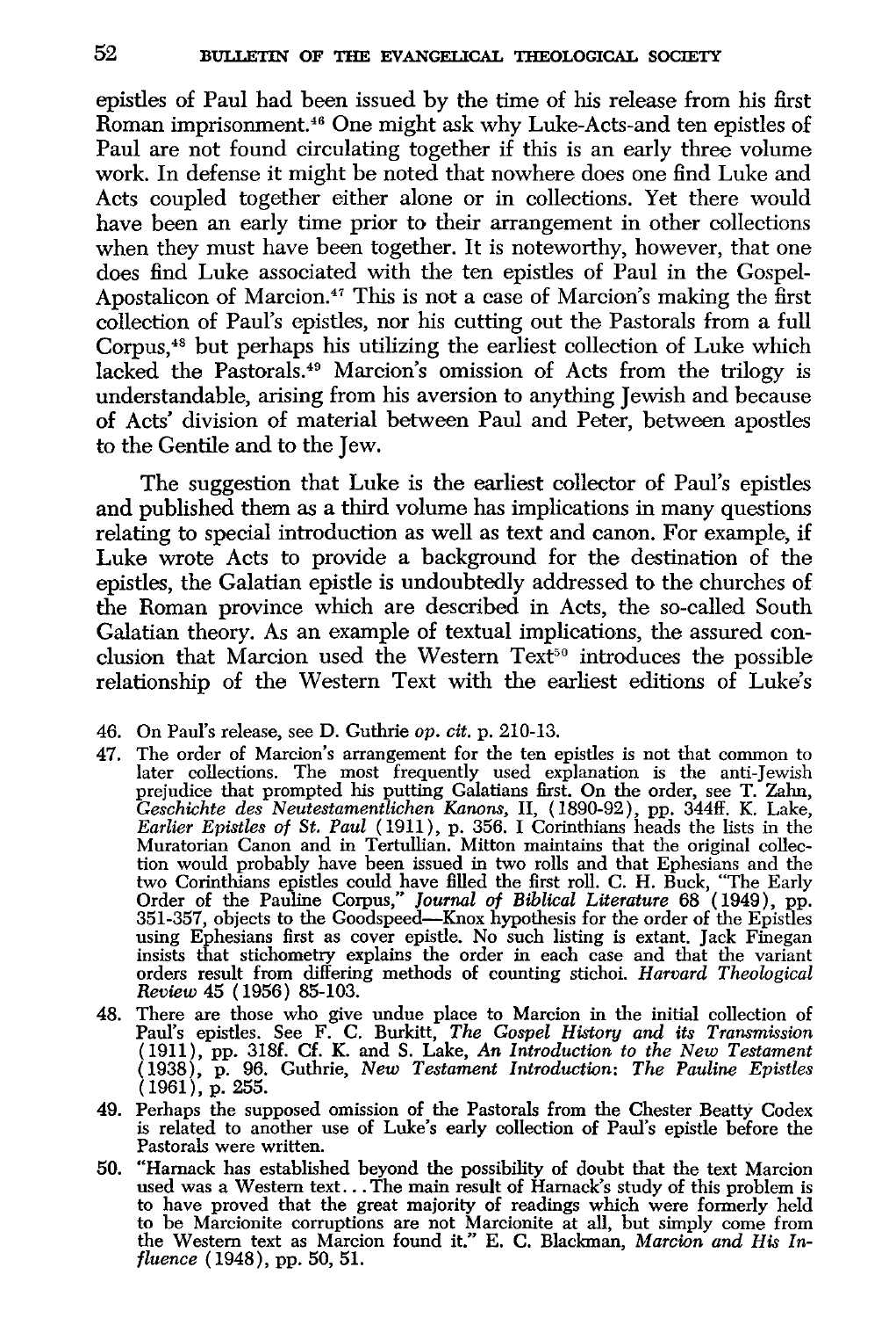epistles of Paul had been issued by the time of his release from his first Roman imprisonment.[46] One might ask why Luke-Acts-and ten epistles of Paul are not found circulating together if this is an early three volume work. In defense it might be noted that nowhere does one find Luke and Acts coupled together either alone or in collections. Yet there would have been an early time prior to their arrangement in other collections when they must have been together. It is noteworthy, however, that one does find Luke associated with the ten epistles of Paul in the Gospel-Apostalicon of Marcion.[47] This is not a case of Marcion's making the first collection of Paul's epistles, nor his cutting out the Pastorals from a full Corpus,[48] but perhaps his utilizing the earliest collection of Luke which lacked the Pastorals.[49] Marcion's omission of Acts from the trilogy is understandable, arising from his aversion to anything Jewish and because of Acts' division of material between Paul and Peter, between apostles to the Gentile and to the Jew.

The suggestion that Luke is the earliest collector of Paul's epistles and published them as a third volume has implications in many questions relating to special introduction as well as text and canon. For example, if Luke wrote Acts to provide a background for the destination of the epistles, the Galatian epistle is undoubtedly addressed to the churches of the Roman province which are described in Acts, the so-called South Galatian theory. As an example of textual implications, the assured conclusion that Marcion used the Western Text[50] introduces the possible relationship of the Western Text with the earliest editions of Luke's

46. On Paul's release, see D. Guthrie *op. cit.* p. 210-13.

47. The order of Marcion's arrangement for the ten epistles is not that common to later collections. The most frequently used explanation is the anti-Jewish prejudice that prompted his putting Galatians first. On the order, see T. Zahn, *Geschichte des Neutestamentlichen Kanons*, II, (1890-92), pp. 344ff. K. Lake, *Earlier Epistles of St. Paul* (1911), p. 356. I Corinthians heads the lists in the Muratorian Canon and in Tertullian. Mitton maintains that the original collection would probably have been issued in two rolls and that Ephesians and the two Corinthians epistles could have filled the first roll. C. H. Buck, "The Early Order of the Pauline Corpus," *Journal of Biblical Literature* 68 (1949), pp. 351-357, objects to the Goodspeed—Knox hypothesis for the order of the Epistles using Ephesians first as cover epistle. No such listing is extant. Jack Finegan insists that stichometry explains the order in each case and that the variant orders result from differing methods of counting stichoi. *Harvard Theological Review* 45 (1956) 85-103.

48. There are those who give undue place to Marcion in the initial collection of Paul's epistles. See F. C. Burkitt, *The Gospel History and its Transmission* (1911), pp. 318f. Cf. K. and S. Lake, *An Introduction to the New Testament* (1938), p. 96. Guthrie, *New Testament Introduction: The Pauline Epistles* (1961), p. 255.

49. Perhaps the supposed omission of the Pastorals from the Chester Beatty Codex is related to another use of Luke's early collection of Paul's epistle before the Pastorals were written.

50. "Harnack has established beyond the possibility of doubt that the text Marcion used was a Western text. . . The main result of Harnack's study of this problem is to have proved that the great majority of readings which were formerly held to be Marcionite corruptions are not Marcionite at all, but simply come from the Western text as Marcion found it." E. C. Blackman, *Marcion and His Influence* (1948), pp. 50, 51.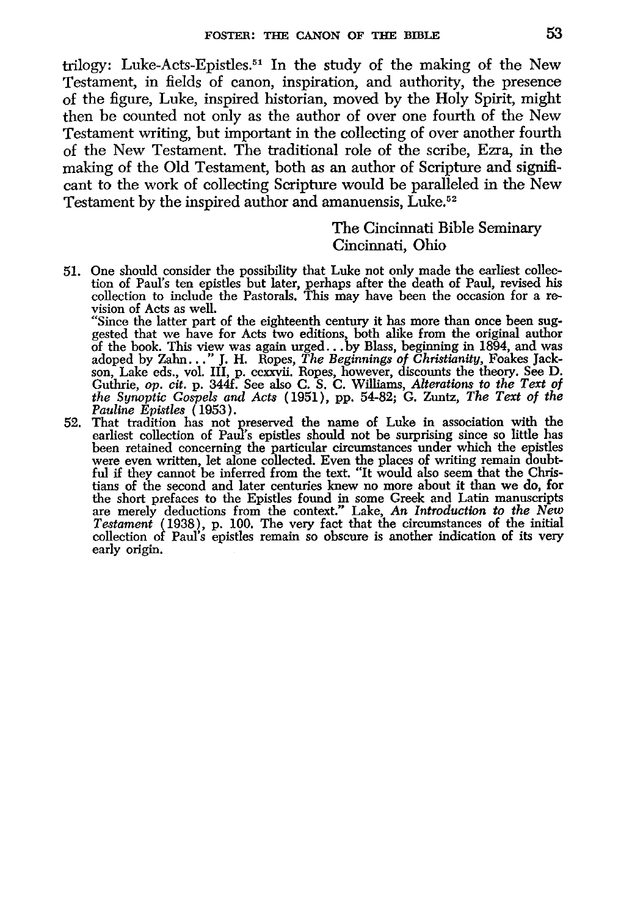trilogy: Luke-Acts-Epistles.[51] In the study of the making of the New Testament, in fields of canon, inspiration, and authority, the presence of the figure, Luke, inspired historian, moved by the Holy Spirit, might then be counted not only as the author of over one fourth of the New Testament writing, but important in the collecting of over another fourth of the New Testament. The traditional role of the scribe, Ezra, in the making of the Old Testament, both as an author of Scripture and significant to the work of collecting Scripture would be paralleled in the New Testament by the inspired author and amanuensis, Luke.[52]

The Cincinnati Bible Seminary
Cincinnati, Ohio

51. One should consider the possibility that Luke not only made the earliest collection of Paul's ten epistles but later, perhaps after the death of Paul, revised his collection to include the Pastorals. This may have been the occasion for a revision of Acts as well.
"Since the latter part of the eighteenth century it has more than once been suggested that we have for Acts two editions, both alike from the original author of the book. This view was again urged . . . by Blass, beginning in 1894, and was adoped by Zahn. . ." J. H. Ropes, *The Beginnings of Christianity*, Foakes Jackson, Lake eds., vol. III, p. ccxxvii. Ropes, however, discounts the theory. See D. Guthrie, *op. cit.* p. 344f. See also C. S. C. Williams, *Alterations to the Text of the Synoptic Gospels and Acts* (1951), pp. 54-82; G. Zuntz, *The Text of the Pauline Epistles* (1953).
52. That tradition has not preserved the name of Luke in association with the earliest collection of Paul's epistles should not be surprising since so little has been retained concerning the particular circumstances under which the epistles were even written, let alone collected. Even the places of writing remain doubtful if they cannot be inferred from the text. "It would also seem that the Christians of the second and later centuries knew no more about it than we do, for the short prefaces to the Epistles found in some Greek and Latin manuscripts are merely deductions from the context." Lake, *An Introduction to the New Testament* (1938), p. 100. The very fact that the circumstances of the initial collection of Paul's epistles remain so obscure is another indication of its very early origin.